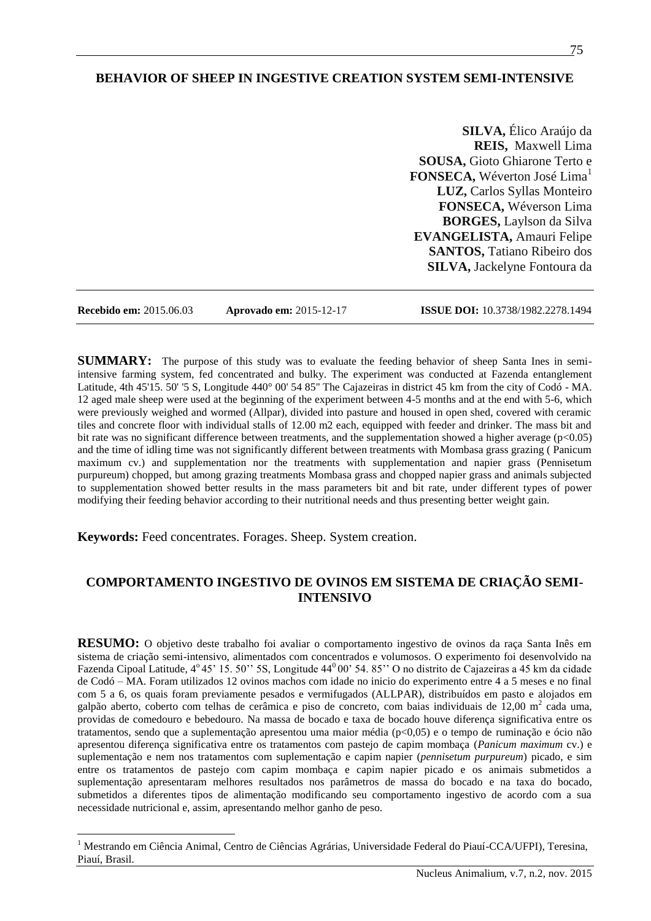# BEHAVIOR OF SHEEP IN INGESTIVE CREATION SYSTEM SEMI-INTENSIVE

**SILVA,** Élico Araújo da
**REIS,** Maxwell Lima
**SOUSA,** Gioto Ghiarone Terto e
**FONSECA,** Wéverton José Lima[1]
**LUZ,** Carlos Syllas Monteiro
**FONSECA,** Wéverson Lima
**BORGES,** Laylson da Silva
**EVANGELISTA,** Amauri Felipe
**SANTOS,** Tatiano Ribeiro dos
**SILVA,** Jackelyne Fontoura da

**Recebido em:** 2015.06.03 **Aprovado em:** 2015-12-17 **ISSUE DOI:** 10.3738/1982.2278.1494

**SUMMARY:** The purpose of this study was to evaluate the feeding behavior of sheep Santa Ines in semi-intensive farming system, fed concentrated and bulky. The experiment was conducted at Fazenda entanglement Latitude, 4th 45'15. 50' '5 S, Longitude 440° 00' 54 85" The Cajazeiras in district 45 km from the city of Codó - MA. 12 aged male sheep were used at the beginning of the experiment between 4-5 months and at the end with 5-6, which were previously weighed and wormed (Allpar), divided into pasture and housed in open shed, covered with ceramic tiles and concrete floor with individual stalls of 12.00 m2 each, equipped with feeder and drinker. The mass bit and bit rate was no significant difference between treatments, and the supplementation showed a higher average ($p<0.05$) and the time of idling time was not significantly different between treatments with Mombasa grass grazing ( Panicum maximum cv.) and supplementation nor the treatments with supplementation and napier grass (Pennisetum purpureum) chopped, but among grazing treatments Mombasa grass and chopped napier grass and animals subjected to supplementation showed better results in the mass parameters bit and bit rate, under different types of power modifying their feeding behavior according to their nutritional needs and thus presenting better weight gain.

**Keywords:** Feed concentrates. Forages. Sheep. System creation.

# COMPORTAMENTO INGESTIVO DE OVINOS EM SISTEMA DE CRIAÇÃO SEMI-INTENSIVO

**RESUMO:** O objetivo deste trabalho foi avaliar o comportamento ingestivo de ovinos da raça Santa Inês em sistema de criação semi-intensivo, alimentados com concentrados e volumosos. O experimento foi desenvolvido na Fazenda Cipoal Latitude, 4º 45' 15. 50'' 5S, Longitude 44º 00' 54. 85'' O no distrito de Cajazeiras a 45 km da cidade de Codó – MA. Foram utilizados 12 ovinos machos com idade no inicio do experimento entre 4 a 5 meses e no final com 5 a 6, os quais foram previamente pesados e vermifugados (ALLPAR), distribuídos em pasto e alojados em galpão aberto, coberto com telhas de cerâmica e piso de concreto, com baias individuais de 12,00 $m^2$ cada uma, providas de comedouro e bebedouro. Na massa de bocado e taxa de bocado houve diferença significativa entre os tratamentos, sendo que a suplementação apresentou uma maior média ($p<0,05$) e o tempo de ruminação e ócio não apresentou diferença significativa entre os tratamentos com pastejo de capim mombaça (*Panicum maximum* cv.) e suplementação e nem nos tratamentos com suplementação e capim napier (*pennisetum purpureum*) picado, e sim entre os tratamentos de pastejo com capim mombaça e capim napier picado e os animais submetidos a suplementação apresentaram melhores resultados nos parâmetros de massa do bocado e na taxa do bocado, submetidos a diferentes tipos de alimentação modificando seu comportamento ingestivo de acordo com a sua necessidade nutricional e, assim, apresentando melhor ganho de peso.

---

[1] Mestrando em Ciência Animal, Centro de Ciências Agrárias, Universidade Federal do Piauí-CCA/UFPI), Teresina, Piauí, Brasil.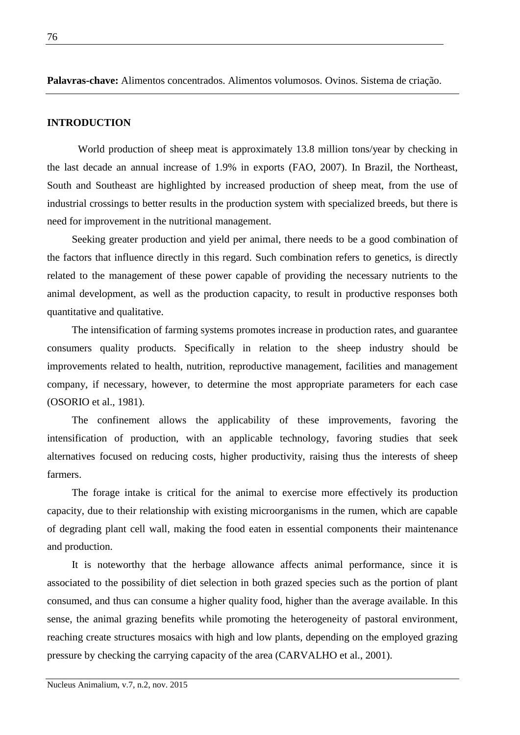**Palavras-chave:** Alimentos concentrados. Alimentos volumosos. Ovinos. Sistema de criação.

## INTRODUCTION

World production of sheep meat is approximately 13.8 million tons/year by checking in the last decade an annual increase of 1.9% in exports (FAO, 2007). In Brazil, the Northeast, South and Southeast are highlighted by increased production of sheep meat, from the use of industrial crossings to better results in the production system with specialized breeds, but there is need for improvement in the nutritional management.

Seeking greater production and yield per animal, there needs to be a good combination of the factors that influence directly in this regard. Such combination refers to genetics, is directly related to the management of these power capable of providing the necessary nutrients to the animal development, as well as the production capacity, to result in productive responses both quantitative and qualitative.

The intensification of farming systems promotes increase in production rates, and guarantee consumers quality products. Specifically in relation to the sheep industry should be improvements related to health, nutrition, reproductive management, facilities and management company, if necessary, however, to determine the most appropriate parameters for each case (OSORIO et al., 1981).

The confinement allows the applicability of these improvements, favoring the intensification of production, with an applicable technology, favoring studies that seek alternatives focused on reducing costs, higher productivity, raising thus the interests of sheep farmers.

The forage intake is critical for the animal to exercise more effectively its production capacity, due to their relationship with existing microorganisms in the rumen, which are capable of degrading plant cell wall, making the food eaten in essential components their maintenance and production.

It is noteworthy that the herbage allowance affects animal performance, since it is associated to the possibility of diet selection in both grazed species such as the portion of plant consumed, and thus can consume a higher quality food, higher than the average available. In this sense, the animal grazing benefits while promoting the heterogeneity of pastoral environment, reaching create structures mosaics with high and low plants, depending on the employed grazing pressure by checking the carrying capacity of the area (CARVALHO et al., 2001).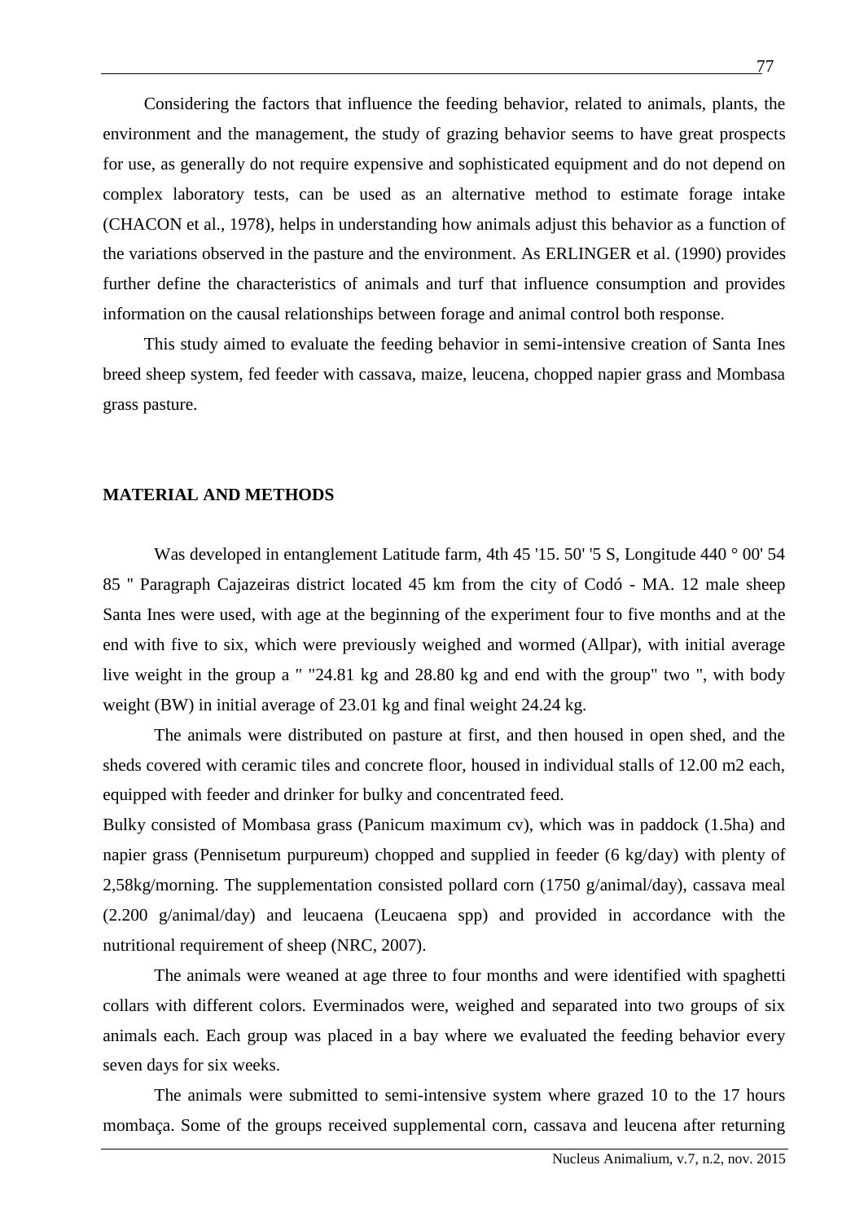Considering the factors that influence the feeding behavior, related to animals, plants, the environment and the management, the study of grazing behavior seems to have great prospects for use, as generally do not require expensive and sophisticated equipment and do not depend on complex laboratory tests, can be used as an alternative method to estimate forage intake (CHACON et al., 1978), helps in understanding how animals adjust this behavior as a function of the variations observed in the pasture and the environment. As ERLINGER et al. (1990) provides further define the characteristics of animals and turf that influence consumption and provides information on the causal relationships between forage and animal control both response.

This study aimed to evaluate the feeding behavior in semi-intensive creation of Santa Ines breed sheep system, fed feeder with cassava, maize, leucena, chopped napier grass and Mombasa grass pasture.

## MATERIAL AND METHODS

Was developed in entanglement Latitude farm, 4th 45 '15. 50' '5 S, Longitude 440 ° 00' 54 85 " Paragraph Cajazeiras district located 45 km from the city of Codó - MA. 12 male sheep Santa Ines were used, with age at the beginning of the experiment four to five months and at the end with five to six, which were previously weighed and wormed (Allpar), with initial average live weight in the group a " "24.81 kg and 28.80 kg and end with the group" two ", with body weight (BW) in initial average of 23.01 kg and final weight 24.24 kg.

The animals were distributed on pasture at first, and then housed in open shed, and the sheds covered with ceramic tiles and concrete floor, housed in individual stalls of 12.00 m2 each, equipped with feeder and drinker for bulky and concentrated feed.

Bulky consisted of Mombasa grass (Panicum maximum cv), which was in paddock (1.5ha) and napier grass (Pennisetum purpureum) chopped and supplied in feeder (6 kg/day) with plenty of 2,58kg/morning. The supplementation consisted pollard corn (1750 g/animal/day), cassava meal (2.200 g/animal/day) and leucaena (Leucaena spp) and provided in accordance with the nutritional requirement of sheep (NRC, 2007).

The animals were weaned at age three to four months and were identified with spaghetti collars with different colors. Everminados were, weighed and separated into two groups of six animals each. Each group was placed in a bay where we evaluated the feeding behavior every seven days for six weeks.

The animals were submitted to semi-intensive system where grazed 10 to the 17 hours mombaça. Some of the groups received supplemental corn, cassava and leucena after returning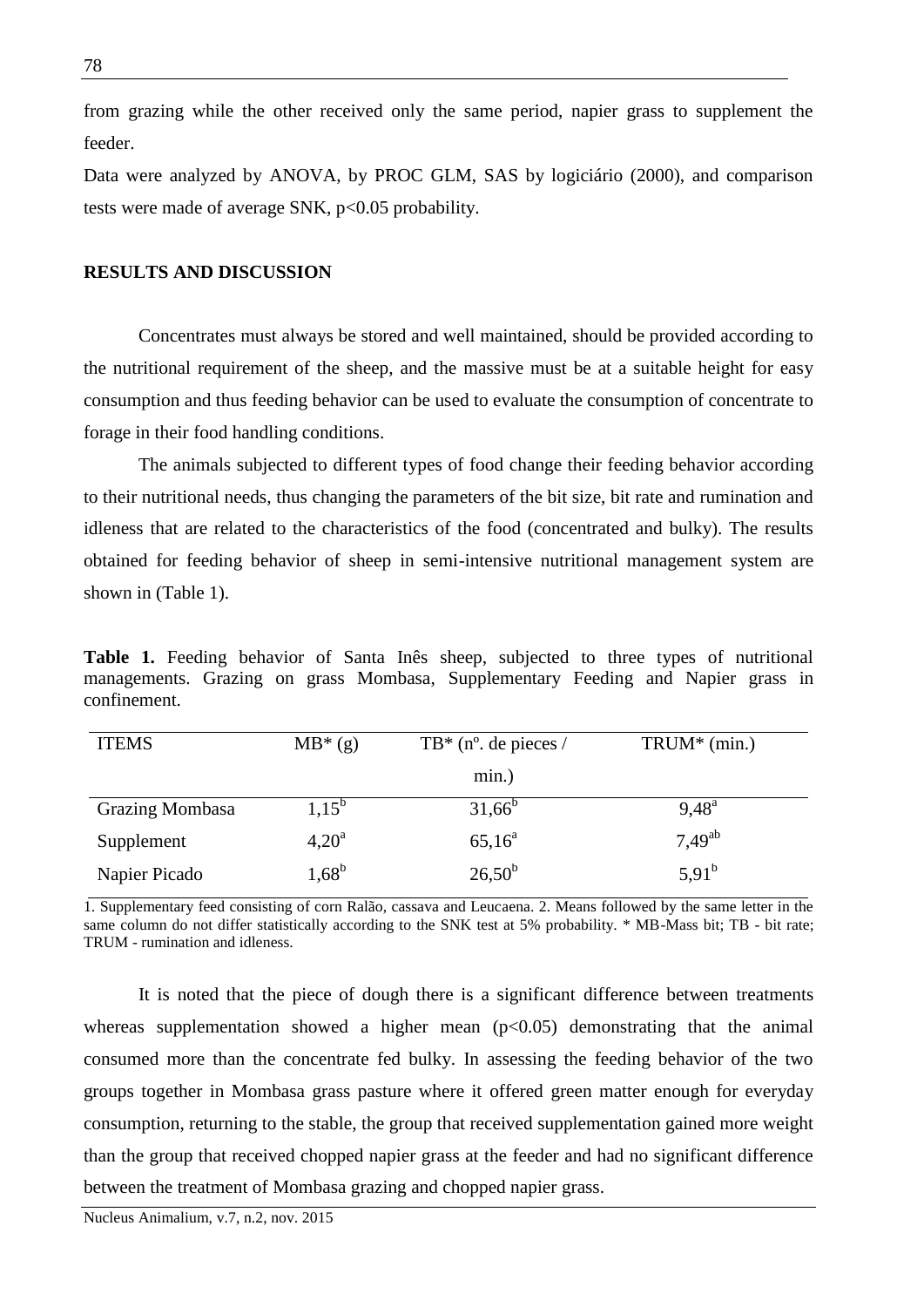from grazing while the other received only the same period, napier grass to supplement the feeder.

Data were analyzed by ANOVA, by PROC GLM, SAS by logiciário (2000), and comparison tests were made of average SNK, $p<0.05$ probability.

## RESULTS AND DISCUSSION

Concentrates must always be stored and well maintained, should be provided according to the nutritional requirement of the sheep, and the massive must be at a suitable height for easy consumption and thus feeding behavior can be used to evaluate the consumption of concentrate to forage in their food handling conditions.

The animals subjected to different types of food change their feeding behavior according to their nutritional needs, thus changing the parameters of the bit size, bit rate and rumination and idleness that are related to the characteristics of the food (concentrated and bulky). The results obtained for feeding behavior of sheep in semi-intensive nutritional management system are shown in (Table 1).

**Table 1.** Feeding behavior of Santa Inês sheep, subjected to three types of nutritional managements. Grazing on grass Mombasa, Supplementary Feeding and Napier grass in confinement.

| ITEMS | MB* (g) | TB* (nº. de pieces / min.) | TRUM* (min.) |
|---|---|---|---|
| Grazing Mombasa | $1{,}15^{b}$ | $31{,}66^{b}$ | $9{,}48^{a}$ |
| Supplement | $4{,}20^{a}$ | $65{,}16^{a}$ | $7{,}49^{ab}$ |
| Napier Picado | $1{,}68^{b}$ | $26{,}50^{b}$ | $5{,}91^{b}$ |

1. Supplementary feed consisting of corn Ralão, cassava and Leucaena. 2. Means followed by the same letter in the same column do not differ statistically according to the SNK test at 5% probability. * MB-Mass bit; TB - bit rate; TRUM - rumination and idleness.

It is noted that the piece of dough there is a significant difference between treatments whereas supplementation showed a higher mean ($p<0.05$) demonstrating that the animal consumed more than the concentrate fed bulky. In assessing the feeding behavior of the two groups together in Mombasa grass pasture where it offered green matter enough for everyday consumption, returning to the stable, the group that received supplementation gained more weight than the group that received chopped napier grass at the feeder and had no significant difference between the treatment of Mombasa grazing and chopped napier grass.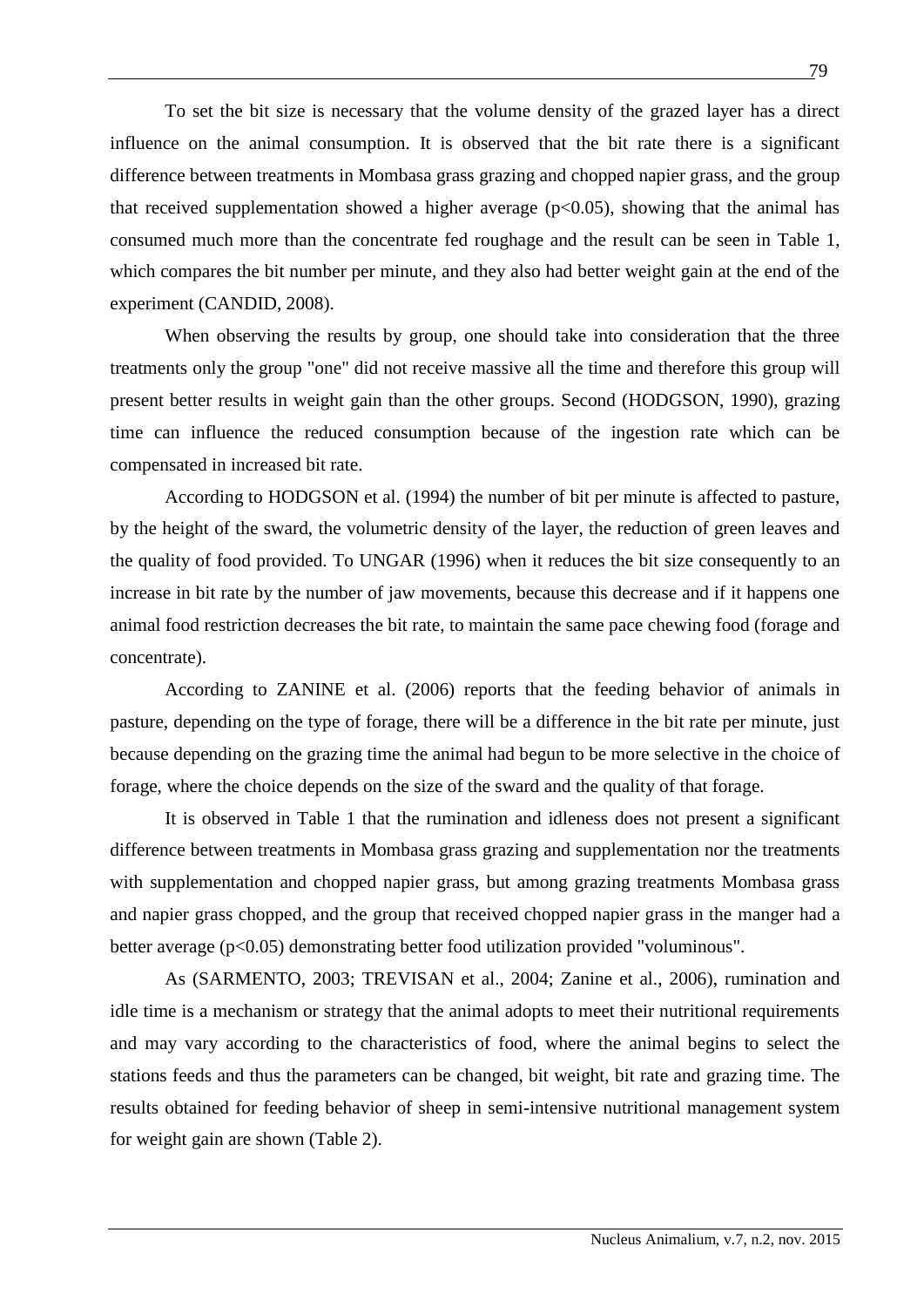To set the bit size is necessary that the volume density of the grazed layer has a direct influence on the animal consumption. It is observed that the bit rate there is a significant difference between treatments in Mombasa grass grazing and chopped napier grass, and the group that received supplementation showed a higher average ($p<0.05$), showing that the animal has consumed much more than the concentrate fed roughage and the result can be seen in Table 1, which compares the bit number per minute, and they also had better weight gain at the end of the experiment (CANDID, 2008).

When observing the results by group, one should take into consideration that the three treatments only the group "one" did not receive massive all the time and therefore this group will present better results in weight gain than the other groups. Second (HODGSON, 1990), grazing time can influence the reduced consumption because of the ingestion rate which can be compensated in increased bit rate.

According to HODGSON et al. (1994) the number of bit per minute is affected to pasture, by the height of the sward, the volumetric density of the layer, the reduction of green leaves and the quality of food provided. To UNGAR (1996) when it reduces the bit size consequently to an increase in bit rate by the number of jaw movements, because this decrease and if it happens one animal food restriction decreases the bit rate, to maintain the same pace chewing food (forage and concentrate).

According to ZANINE et al. (2006) reports that the feeding behavior of animals in pasture, depending on the type of forage, there will be a difference in the bit rate per minute, just because depending on the grazing time the animal had begun to be more selective in the choice of forage, where the choice depends on the size of the sward and the quality of that forage.

It is observed in Table 1 that the rumination and idleness does not present a significant difference between treatments in Mombasa grass grazing and supplementation nor the treatments with supplementation and chopped napier grass, but among grazing treatments Mombasa grass and napier grass chopped, and the group that received chopped napier grass in the manger had a better average ($p<0.05$) demonstrating better food utilization provided "voluminous".

As (SARMENTO, 2003; TREVISAN et al., 2004; Zanine et al., 2006), rumination and idle time is a mechanism or strategy that the animal adopts to meet their nutritional requirements and may vary according to the characteristics of food, where the animal begins to select the stations feeds and thus the parameters can be changed, bit weight, bit rate and grazing time. The results obtained for feeding behavior of sheep in semi-intensive nutritional management system for weight gain are shown (Table 2).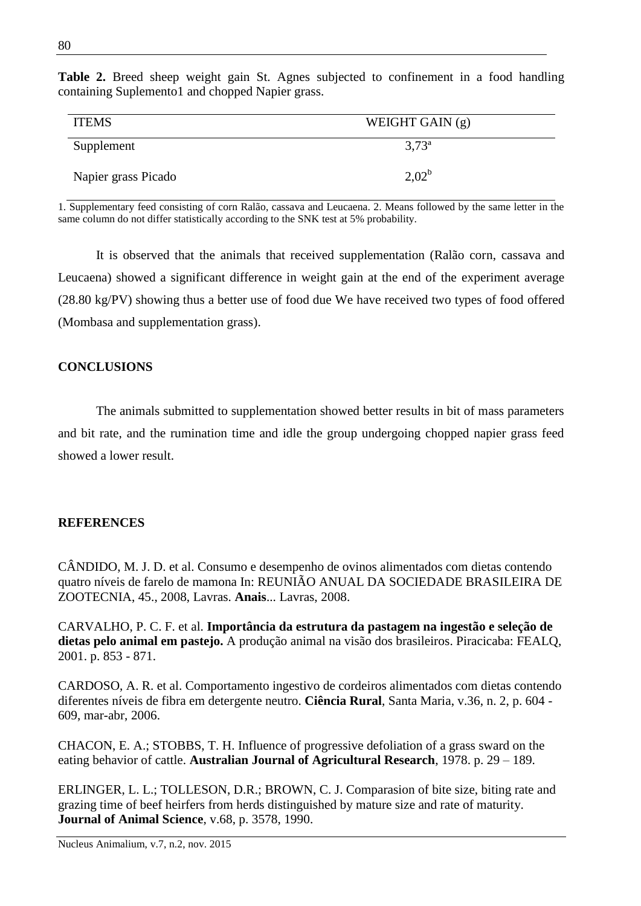**Table 2.** Breed sheep weight gain St. Agnes subjected to confinement in a food handling containing Suplemento1 and chopped Napier grass.

| ITEMS | WEIGHT GAIN (g) |
|---|---|
| Supplement | 3,73[a] |
| Napier grass Picado | 2,02[b] |

1. Supplementary feed consisting of corn Ralão, cassava and Leucaena. 2. Means followed by the same letter in the same column do not differ statistically according to the SNK test at 5% probability.

It is observed that the animals that received supplementation (Ralão corn, cassava and Leucaena) showed a significant difference in weight gain at the end of the experiment average (28.80 kg/PV) showing thus a better use of food due We have received two types of food offered (Mombasa and supplementation grass).

## CONCLUSIONS

The animals submitted to supplementation showed better results in bit of mass parameters and bit rate, and the rumination time and idle the group undergoing chopped napier grass feed showed a lower result.

## REFERENCES

CÂNDIDO, M. J. D. et al. Consumo e desempenho de ovinos alimentados com dietas contendo quatro níveis de farelo de mamona In: REUNIÃO ANUAL DA SOCIEDADE BRASILEIRA DE ZOOTECNIA, 45., 2008, Lavras. **Anais**... Lavras, 2008.

CARVALHO, P. C. F. et al. **Importância da estrutura da pastagem na ingestão e seleção de dietas pelo animal em pastejo.** A produção animal na visão dos brasileiros. Piracicaba: FEALQ, 2001. p. 853 - 871.

CARDOSO, A. R. et al. Comportamento ingestivo de cordeiros alimentados com dietas contendo diferentes níveis de fibra em detergente neutro. **Ciência Rural**, Santa Maria, v.36, n. 2, p. 604 - 609, mar-abr, 2006.

CHACON, E. A.; STOBBS, T. H. Influence of progressive defoliation of a grass sward on the eating behavior of cattle. **Australian Journal of Agricultural Research**, 1978. p. 29 – 189.

ERLINGER, L. L.; TOLLESON, D.R.; BROWN, C. J. Comparasion of bite size, biting rate and grazing time of beef heirfers from herds distinguished by mature size and rate of maturity. **Journal of Animal Science**, v.68, p. 3578, 1990.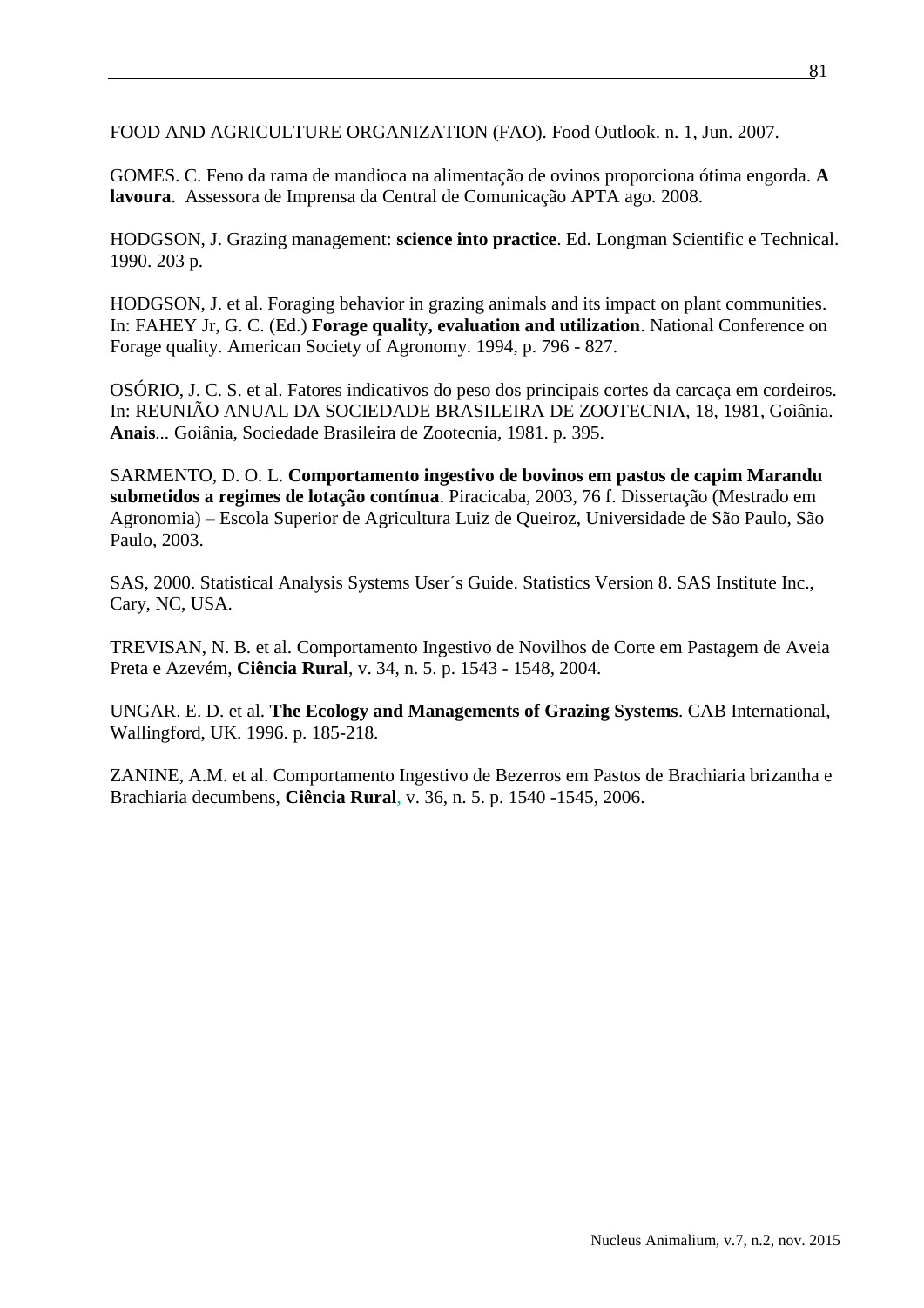FOOD AND AGRICULTURE ORGANIZATION (FAO). Food Outlook. n. 1, Jun. 2007.

GOMES. C. Feno da rama de mandioca na alimentação de ovinos proporciona ótima engorda. **A lavoura**. Assessora de Imprensa da Central de Comunicação APTA ago. 2008.

HODGSON, J. Grazing management: **science into practice**. Ed. Longman Scientific e Technical. 1990. 203 p.

HODGSON, J. et al. Foraging behavior in grazing animals and its impact on plant communities. In: FAHEY Jr, G. C. (Ed.) **Forage quality, evaluation and utilization**. National Conference on Forage quality. American Society of Agronomy. 1994, p. 796 - 827.

OSÓRIO, J. C. S. et al. Fatores indicativos do peso dos principais cortes da carcaça em cordeiros. In: REUNIÃO ANUAL DA SOCIEDADE BRASILEIRA DE ZOOTECNIA, 18, 1981, Goiânia. **Anais**... Goiânia, Sociedade Brasileira de Zootecnia, 1981. p. 395.

SARMENTO, D. O. L. **Comportamento ingestivo de bovinos em pastos de capim Marandu submetidos a regimes de lotação contínua**. Piracicaba, 2003, 76 f. Dissertação (Mestrado em Agronomia) – Escola Superior de Agricultura Luiz de Queiroz, Universidade de São Paulo, São Paulo, 2003.

SAS, 2000. Statistical Analysis Systems User´s Guide. Statistics Version 8. SAS Institute Inc., Cary, NC, USA.

TREVISAN, N. B. et al. Comportamento Ingestivo de Novilhos de Corte em Pastagem de Aveia Preta e Azevém, **Ciência Rural**, v. 34, n. 5. p. 1543 - 1548, 2004.

UNGAR. E. D. et al. **The Ecology and Managements of Grazing Systems**. CAB International, Wallingford, UK. 1996. p. 185-218.

ZANINE, A.M. et al. Comportamento Ingestivo de Bezerros em Pastos de Brachiaria brizantha e Brachiaria decumbens, **Ciência Rural**, v. 36, n. 5. p. 1540 -1545, 2006.